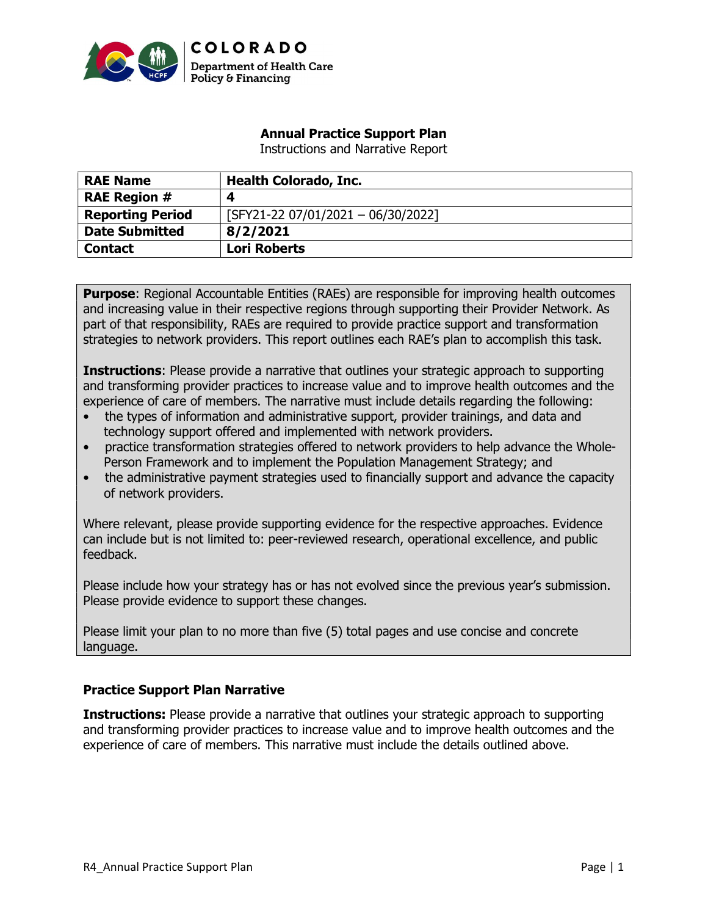COLORADO
Department of Health Care Policy & Financing

# Annual Practice Support Plan

Instructions and Narrative Report

| RAE Name | Health Colorado, Inc. |
|---|---|
| RAE Region # | 4 |
| Reporting Period | [SFY21-22 07/01/2021 – 06/30/2022] |
| Date Submitted | 8/2/2021 |
| Contact | Lori Roberts |

**Purpose**: Regional Accountable Entities (RAEs) are responsible for improving health outcomes and increasing value in their respective regions through supporting their Provider Network. As part of that responsibility, RAEs are required to provide practice support and transformation strategies to network providers. This report outlines each RAE's plan to accomplish this task.

**Instructions**: Please provide a narrative that outlines your strategic approach to supporting and transforming provider practices to increase value and to improve health outcomes and the experience of care of members. The narrative must include details regarding the following:

- the types of information and administrative support, provider trainings, and data and technology support offered and implemented with network providers.
- practice transformation strategies offered to network providers to help advance the Whole-Person Framework and to implement the Population Management Strategy; and
- the administrative payment strategies used to financially support and advance the capacity of network providers.

Where relevant, please provide supporting evidence for the respective approaches. Evidence can include but is not limited to: peer-reviewed research, operational excellence, and public feedback.

Please include how your strategy has or has not evolved since the previous year's submission. Please provide evidence to support these changes.

Please limit your plan to no more than five (5) total pages and use concise and concrete language.

## Practice Support Plan Narrative

**Instructions:** Please provide a narrative that outlines your strategic approach to supporting and transforming provider practices to increase value and to improve health outcomes and the experience of care of members. This narrative must include the details outlined above.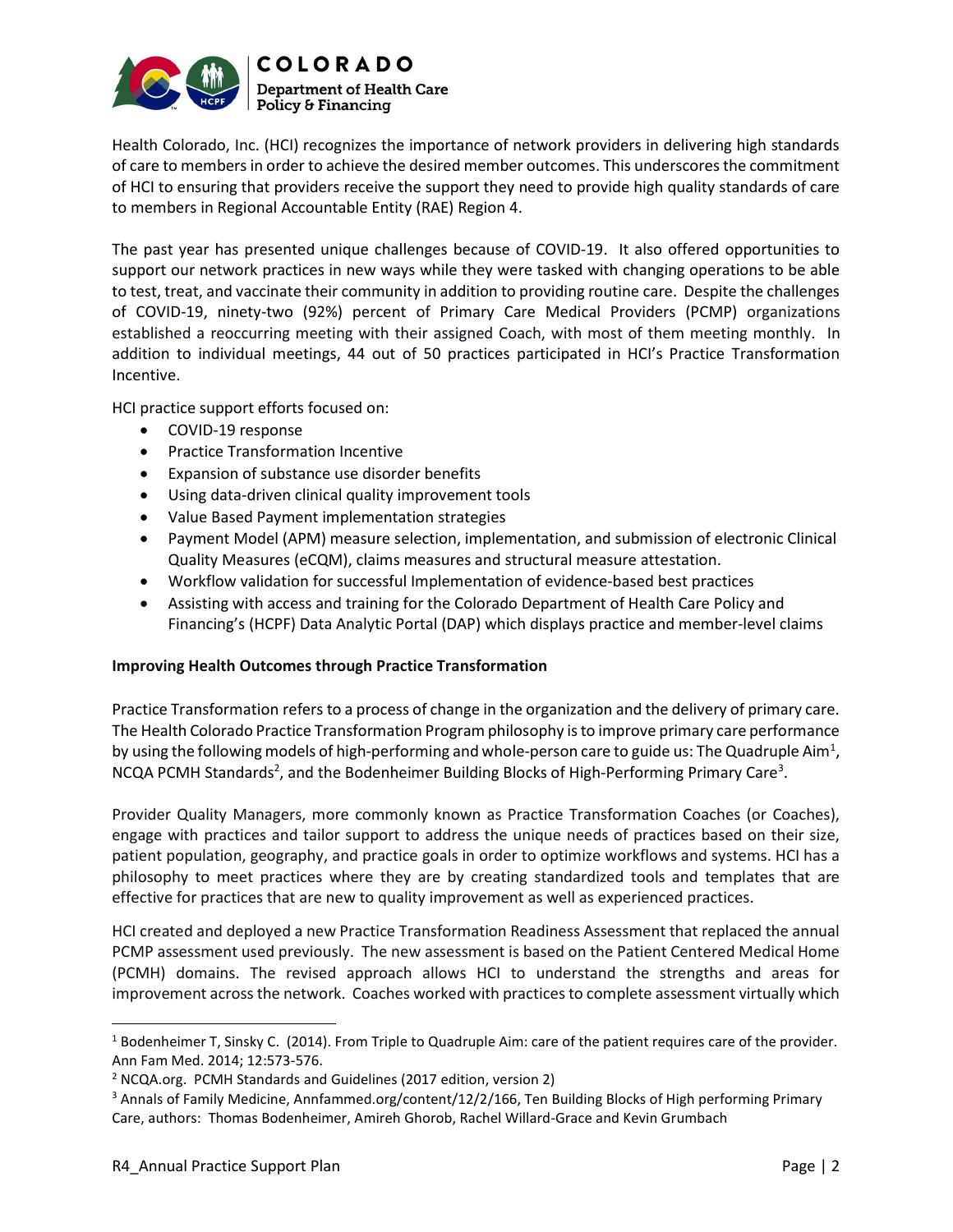Health Colorado, Inc. (HCI) recognizes the importance of network providers in delivering high standards of care to members in order to achieve the desired member outcomes. This underscores the commitment of HCI to ensuring that providers receive the support they need to provide high quality standards of care to members in Regional Accountable Entity (RAE) Region 4.

The past year has presented unique challenges because of COVID-19. It also offered opportunities to support our network practices in new ways while they were tasked with changing operations to be able to test, treat, and vaccinate their community in addition to providing routine care. Despite the challenges of COVID-19, ninety-two (92%) percent of Primary Care Medical Providers (PCMP) organizations established a reoccurring meeting with their assigned Coach, with most of them meeting monthly. In addition to individual meetings, 44 out of 50 practices participated in HCI's Practice Transformation Incentive.

HCI practice support efforts focused on:

- COVID-19 response
- Practice Transformation Incentive
- Expansion of substance use disorder benefits
- Using data-driven clinical quality improvement tools
- Value Based Payment implementation strategies
- Payment Model (APM) measure selection, implementation, and submission of electronic Clinical Quality Measures (eCQM), claims measures and structural measure attestation.
- Workflow validation for successful Implementation of evidence-based best practices
- Assisting with access and training for the Colorado Department of Health Care Policy and Financing's (HCPF) Data Analytic Portal (DAP) which displays practice and member-level claims

**Improving Health Outcomes through Practice Transformation**

Practice Transformation refers to a process of change in the organization and the delivery of primary care. The Health Colorado Practice Transformation Program philosophy is to improve primary care performance by using the following models of high-performing and whole-person care to guide us: The Quadruple Aim[1], NCQA PCMH Standards[2], and the Bodenheimer Building Blocks of High-Performing Primary Care[3].

Provider Quality Managers, more commonly known as Practice Transformation Coaches (or Coaches), engage with practices and tailor support to address the unique needs of practices based on their size, patient population, geography, and practice goals in order to optimize workflows and systems. HCI has a philosophy to meet practices where they are by creating standardized tools and templates that are effective for practices that are new to quality improvement as well as experienced practices.

HCI created and deployed a new Practice Transformation Readiness Assessment that replaced the annual PCMP assessment used previously. The new assessment is based on the Patient Centered Medical Home (PCMH) domains. The revised approach allows HCI to understand the strengths and areas for improvement across the network. Coaches worked with practices to complete assessment virtually which

---

[1] Bodenheimer T, Sinsky C. (2014). From Triple to Quadruple Aim: care of the patient requires care of the provider. Ann Fam Med. 2014; 12:573-576.

[2] NCQA.org. PCMH Standards and Guidelines (2017 edition, version 2)

[3] Annals of Family Medicine, Annfammed.org/content/12/2/166, Ten Building Blocks of High performing Primary Care, authors: Thomas Bodenheimer, Amireh Ghorob, Rachel Willard-Grace and Kevin Grumbach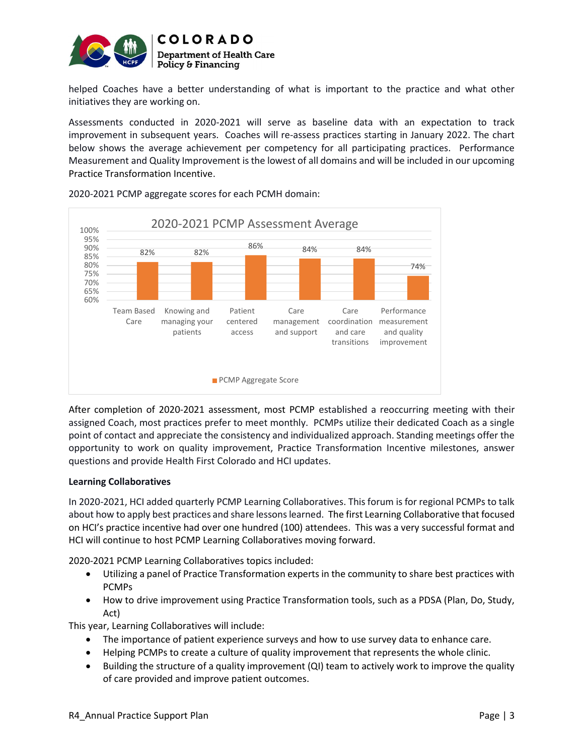helped Coaches have a better understanding of what is important to the practice and what other initiatives they are working on.

Assessments conducted in 2020-2021 will serve as baseline data with an expectation to track improvement in subsequent years. Coaches will re-assess practices starting in January 2022. The chart below shows the average achievement per competency for all participating practices. Performance Measurement and Quality Improvement is the lowest of all domains and will be included in our upcoming Practice Transformation Incentive.

2020-2021 PCMP aggregate scores for each PCMH domain:

**2020-2021 PCMP Assessment Average**

| Domain | PCMP Aggregate Score |
|---|---|
| Team Based Care | 82% |
| Knowing and managing your patients | 82% |
| Patient centered access | 86% |
| Care management and support | 84% |
| Care coordination and care transitions | 84% |
| Performance measurement and quality improvement | 74% |

After completion of 2020-2021 assessment, most PCMP established a reoccurring meeting with their assigned Coach, most practices prefer to meet monthly. PCMPs utilize their dedicated Coach as a single point of contact and appreciate the consistency and individualized approach. Standing meetings offer the opportunity to work on quality improvement, Practice Transformation Incentive milestones, answer questions and provide Health First Colorado and HCI updates.

**Learning Collaboratives**

In 2020-2021, HCI added quarterly PCMP Learning Collaboratives. This forum is for regional PCMPs to talk about how to apply best practices and share lessons learned. The first Learning Collaborative that focused on HCI's practice incentive had over one hundred (100) attendees. This was a very successful format and HCI will continue to host PCMP Learning Collaboratives moving forward.

2020-2021 PCMP Learning Collaboratives topics included:

- Utilizing a panel of Practice Transformation experts in the community to share best practices with PCMPs
- How to drive improvement using Practice Transformation tools, such as a PDSA (Plan, Do, Study, Act)

This year, Learning Collaboratives will include:

- The importance of patient experience surveys and how to use survey data to enhance care.
- Helping PCMPs to create a culture of quality improvement that represents the whole clinic.
- Building the structure of a quality improvement (QI) team to actively work to improve the quality of care provided and improve patient outcomes.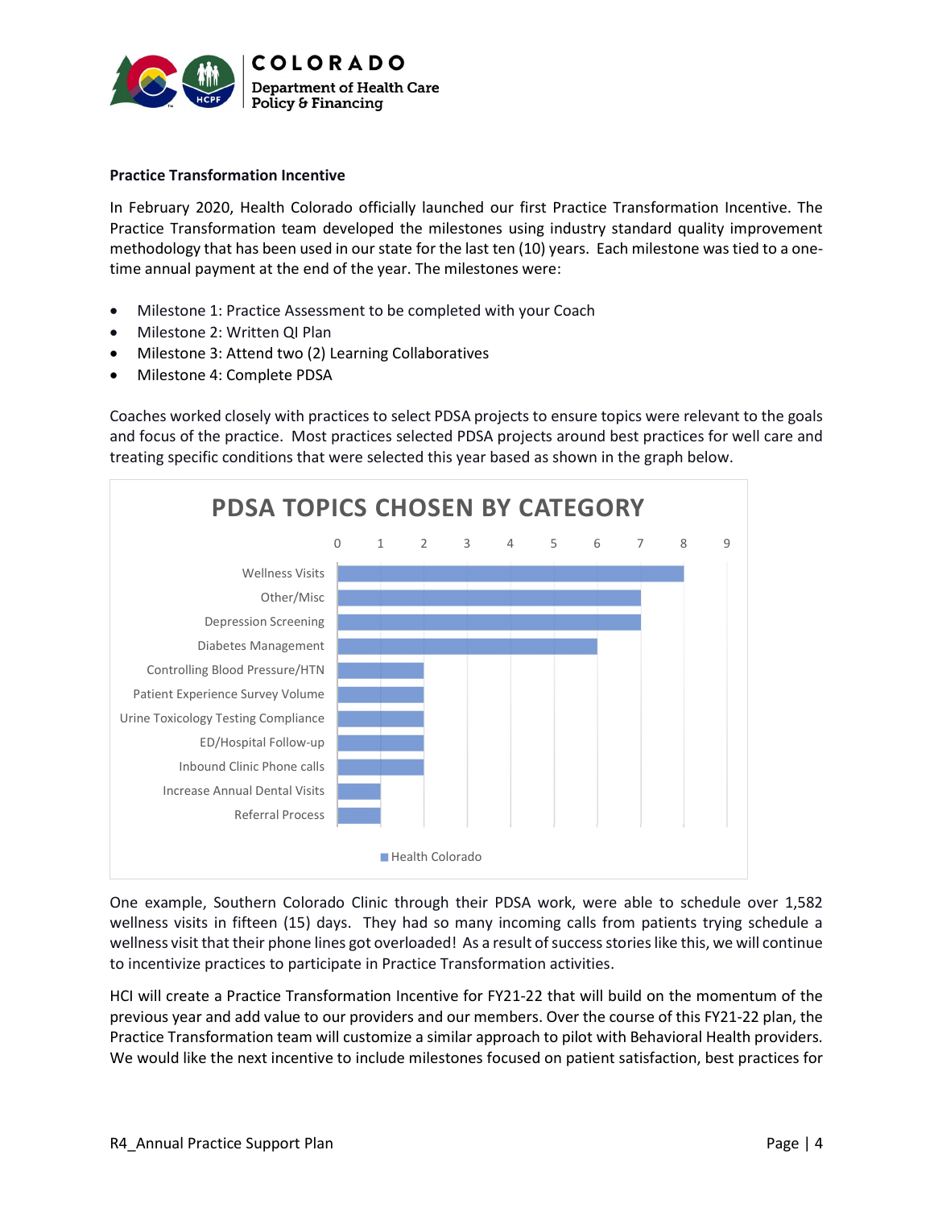**Practice Transformation Incentive**

In February 2020, Health Colorado officially launched our first Practice Transformation Incentive. The Practice Transformation team developed the milestones using industry standard quality improvement methodology that has been used in our state for the last ten (10) years. Each milestone was tied to a one-time annual payment at the end of the year. The milestones were:

- Milestone 1: Practice Assessment to be completed with your Coach
- Milestone 2: Written QI Plan
- Milestone 3: Attend two (2) Learning Collaboratives
- Milestone 4: Complete PDSA

Coaches worked closely with practices to select PDSA projects to ensure topics were relevant to the goals and focus of the practice. Most practices selected PDSA projects around best practices for well care and treating specific conditions that were selected this year based as shown in the graph below.

**PDSA TOPICS CHOSEN BY CATEGORY**

| Category | Health Colorado |
|---|---|
| Wellness Visits | 8 |
| Other/Misc | 7 |
| Depression Screening | 7 |
| Diabetes Management | 6 |
| Controlling Blood Pressure/HTN | 2 |
| Patient Experience Survey Volume | 2 |
| Urine Toxicology Testing Compliance | 2 |
| ED/Hospital Follow-up | 2 |
| Inbound Clinic Phone calls | 2 |
| Increase Annual Dental Visits | 1 |
| Referral Process | 1 |

One example, Southern Colorado Clinic through their PDSA work, were able to schedule over 1,582 wellness visits in fifteen (15) days. They had so many incoming calls from patients trying schedule a wellness visit that their phone lines got overloaded! As a result of success stories like this, we will continue to incentivize practices to participate in Practice Transformation activities.

HCI will create a Practice Transformation Incentive for FY21-22 that will build on the momentum of the previous year and add value to our providers and our members. Over the course of this FY21-22 plan, the Practice Transformation team will customize a similar approach to pilot with Behavioral Health providers. We would like the next incentive to include milestones focused on patient satisfaction, best practices for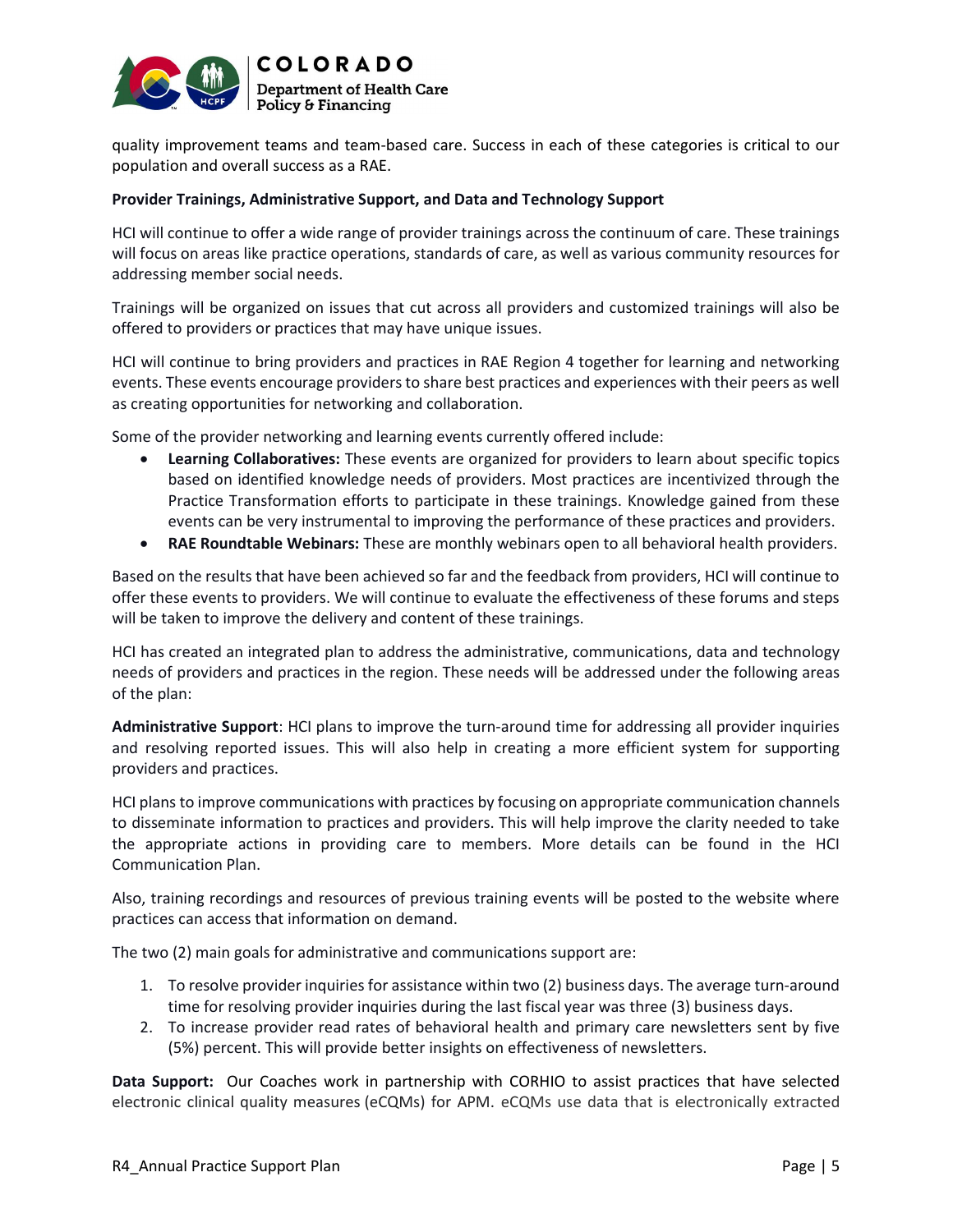quality improvement teams and team-based care. Success in each of these categories is critical to our population and overall success as a RAE.

**Provider Trainings, Administrative Support, and Data and Technology Support**

HCI will continue to offer a wide range of provider trainings across the continuum of care. These trainings will focus on areas like practice operations, standards of care, as well as various community resources for addressing member social needs.

Trainings will be organized on issues that cut across all providers and customized trainings will also be offered to providers or practices that may have unique issues.

HCI will continue to bring providers and practices in RAE Region 4 together for learning and networking events. These events encourage providers to share best practices and experiences with their peers as well as creating opportunities for networking and collaboration.

Some of the provider networking and learning events currently offered include:

- **Learning Collaboratives:** These events are organized for providers to learn about specific topics based on identified knowledge needs of providers. Most practices are incentivized through the Practice Transformation efforts to participate in these trainings. Knowledge gained from these events can be very instrumental to improving the performance of these practices and providers.
- **RAE Roundtable Webinars:** These are monthly webinars open to all behavioral health providers.

Based on the results that have been achieved so far and the feedback from providers, HCI will continue to offer these events to providers. We will continue to evaluate the effectiveness of these forums and steps will be taken to improve the delivery and content of these trainings.

HCI has created an integrated plan to address the administrative, communications, data and technology needs of providers and practices in the region. These needs will be addressed under the following areas of the plan:

**Administrative Support**: HCI plans to improve the turn-around time for addressing all provider inquiries and resolving reported issues. This will also help in creating a more efficient system for supporting providers and practices.

HCI plans to improve communications with practices by focusing on appropriate communication channels to disseminate information to practices and providers. This will help improve the clarity needed to take the appropriate actions in providing care to members. More details can be found in the HCI Communication Plan.

Also, training recordings and resources of previous training events will be posted to the website where practices can access that information on demand.

The two (2) main goals for administrative and communications support are:

1. To resolve provider inquiries for assistance within two (2) business days. The average turn-around time for resolving provider inquiries during the last fiscal year was three (3) business days.
2. To increase provider read rates of behavioral health and primary care newsletters sent by five (5%) percent. This will provide better insights on effectiveness of newsletters.

**Data Support:** Our Coaches work in partnership with CORHIO to assist practices that have selected electronic clinical quality measures (eCQMs) for APM. eCQMs use data that is electronically extracted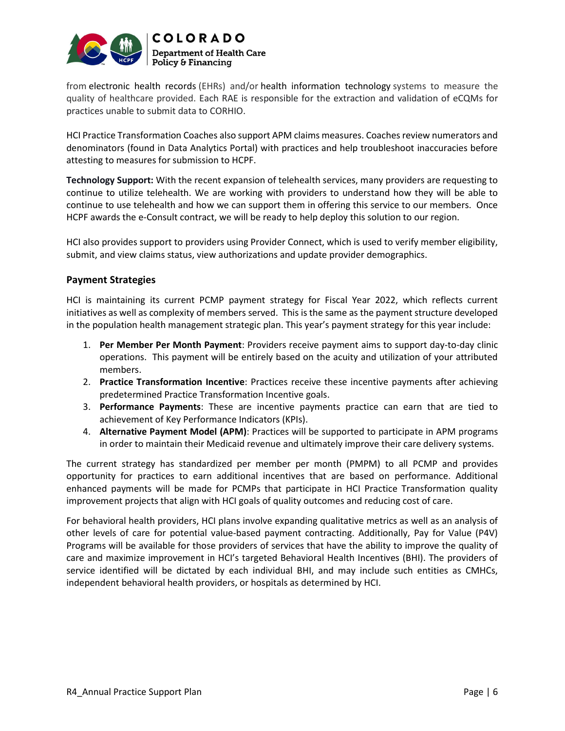from electronic health records (EHRs) and/or health information technology systems to measure the quality of healthcare provided. Each RAE is responsible for the extraction and validation of eCQMs for practices unable to submit data to CORHIO.

HCI Practice Transformation Coaches also support APM claims measures. Coaches review numerators and denominators (found in Data Analytics Portal) with practices and help troubleshoot inaccuracies before attesting to measures for submission to HCPF.

**Technology Support:** With the recent expansion of telehealth services, many providers are requesting to continue to utilize telehealth. We are working with providers to understand how they will be able to continue to use telehealth and how we can support them in offering this service to our members. Once HCPF awards the e-Consult contract, we will be ready to help deploy this solution to our region.

HCI also provides support to providers using Provider Connect, which is used to verify member eligibility, submit, and view claims status, view authorizations and update provider demographics.

### Payment Strategies

HCI is maintaining its current PCMP payment strategy for Fiscal Year 2022, which reflects current initiatives as well as complexity of members served. This is the same as the payment structure developed in the population health management strategic plan. This year's payment strategy for this year include:

1. **Per Member Per Month Payment**: Providers receive payment aims to support day-to-day clinic operations. This payment will be entirely based on the acuity and utilization of your attributed members.
2. **Practice Transformation Incentive**: Practices receive these incentive payments after achieving predetermined Practice Transformation Incentive goals.
3. **Performance Payments**: These are incentive payments practice can earn that are tied to achievement of Key Performance Indicators (KPIs).
4. **Alternative Payment Model (APM)**: Practices will be supported to participate in APM programs in order to maintain their Medicaid revenue and ultimately improve their care delivery systems.

The current strategy has standardized per member per month (PMPM) to all PCMP and provides opportunity for practices to earn additional incentives that are based on performance. Additional enhanced payments will be made for PCMPs that participate in HCI Practice Transformation quality improvement projects that align with HCI goals of quality outcomes and reducing cost of care.

For behavioral health providers, HCI plans involve expanding qualitative metrics as well as an analysis of other levels of care for potential value-based payment contracting. Additionally, Pay for Value (P4V) Programs will be available for those providers of services that have the ability to improve the quality of care and maximize improvement in HCI's targeted Behavioral Health Incentives (BHI). The providers of service identified will be dictated by each individual BHI, and may include such entities as CMHCs, independent behavioral health providers, or hospitals as determined by HCI.